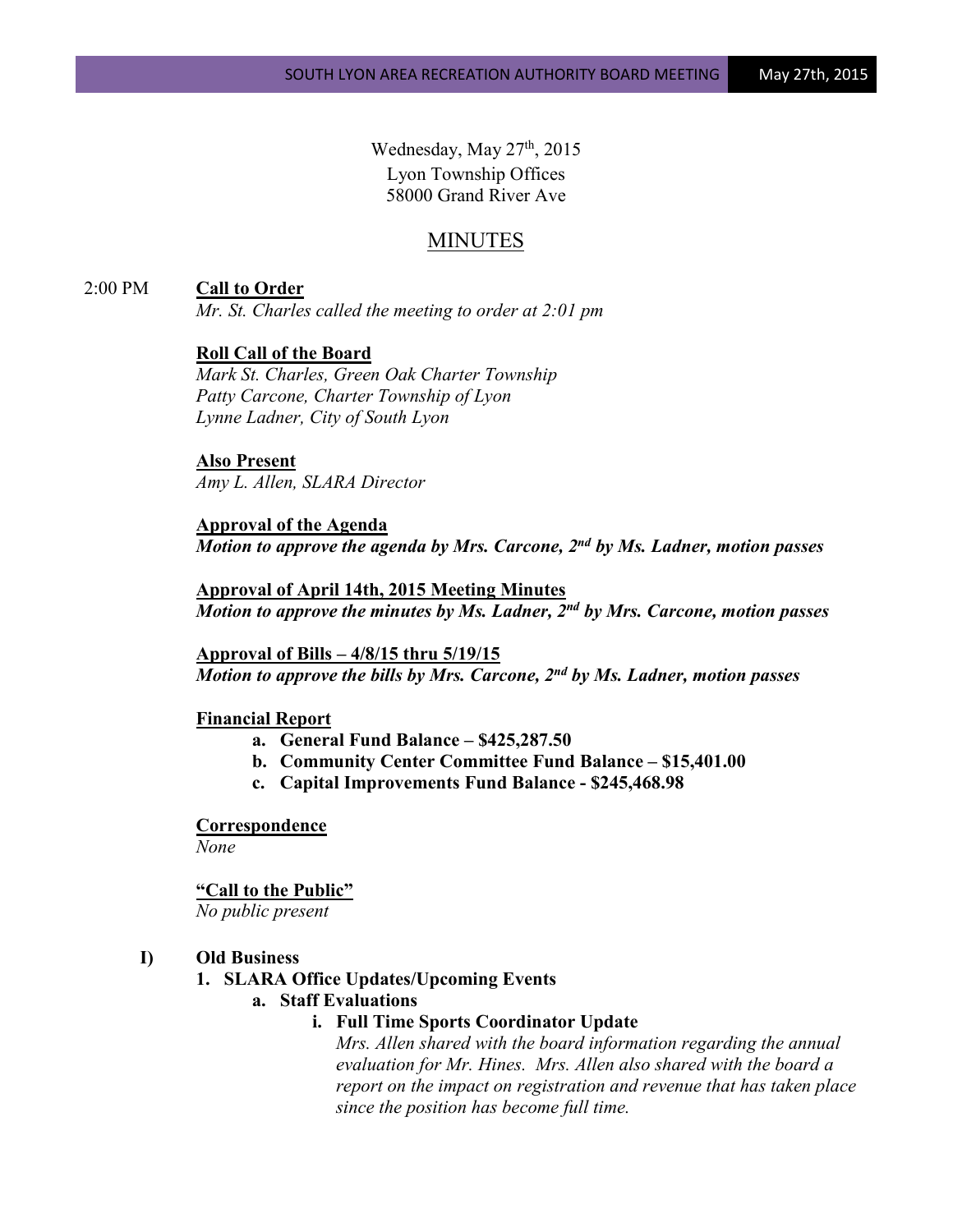Wednesday, May 27th, 2015
Lyon Township Offices
58000 Grand River Ave

# MINUTES

2:00 PM **Call to Order**

*Mr. St. Charles called the meeting to order at 2:01 pm*

**Roll Call of the Board**

*Mark St. Charles, Green Oak Charter Township*
*Patty Carcone, Charter Township of Lyon*
*Lynne Ladner, City of South Lyon*

**Also Present**

*Amy L. Allen, SLARA Director*

**Approval of the Agenda**

***Motion to approve the agenda by Mrs. Carcone, 2nd by Ms. Ladner, motion passes***

**Approval of April 14th, 2015 Meeting Minutes**

***Motion to approve the minutes by Ms. Ladner, 2nd by Mrs. Carcone, motion passes***

**Approval of Bills – 4/8/15 thru 5/19/15**

***Motion to approve the bills by Mrs. Carcone, 2nd by Ms. Ladner, motion passes***

**Financial Report**

- **a. General Fund Balance – $425,287.50**
- **b. Community Center Committee Fund Balance – $15,401.00**
- **c. Capital Improvements Fund Balance - $245,468.98**

**Correspondence**

*None*

**"Call to the Public"**

*No public present*

**I) Old Business**

**1. SLARA Office Updates/Upcoming Events**

**a. Staff Evaluations**

**i. Full Time Sports Coordinator Update**

*Mrs. Allen shared with the board information regarding the annual evaluation for Mr. Hines. Mrs. Allen also shared with the board a report on the impact on registration and revenue that has taken place since the position has become full time.*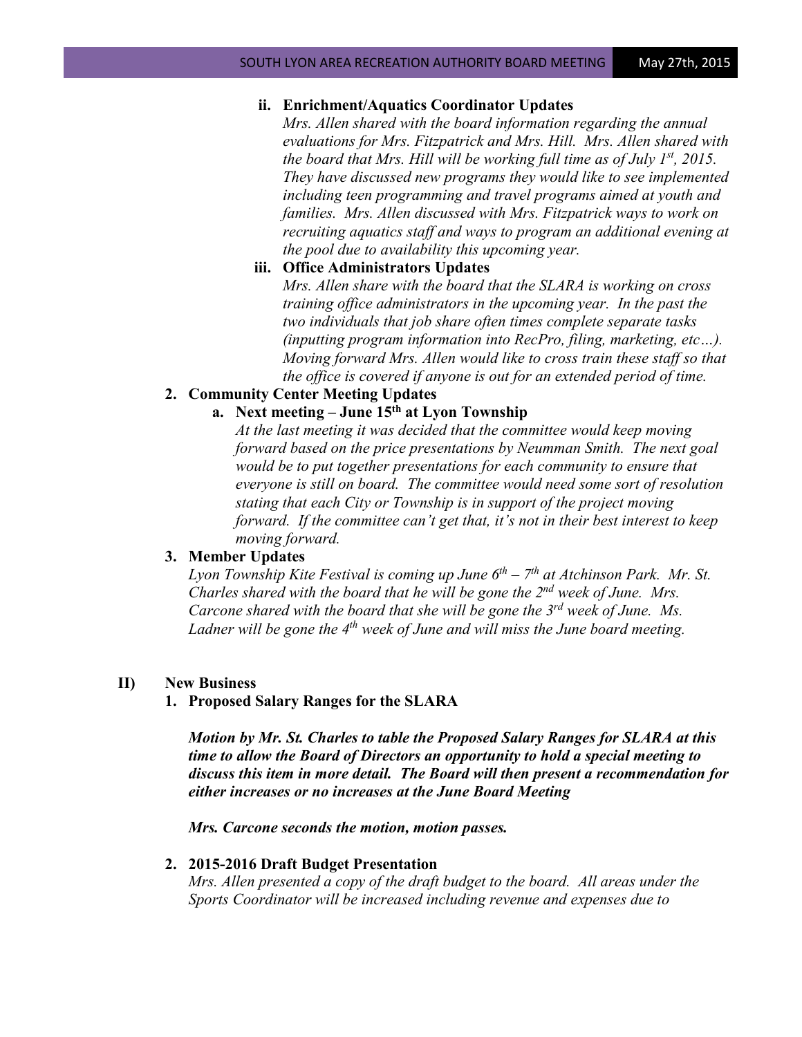**ii. Enrichment/Aquatics Coordinator Updates**

*Mrs. Allen shared with the board information regarding the annual evaluations for Mrs. Fitzpatrick and Mrs. Hill. Mrs. Allen shared with the board that Mrs. Hill will be working full time as of July 1st, 2015. They have discussed new programs they would like to see implemented including teen programming and travel programs aimed at youth and families. Mrs. Allen discussed with Mrs. Fitzpatrick ways to work on recruiting aquatics staff and ways to program an additional evening at the pool due to availability this upcoming year.*

**iii. Office Administrators Updates**

*Mrs. Allen share with the board that the SLARA is working on cross training office administrators in the upcoming year. In the past the two individuals that job share often times complete separate tasks (inputting program information into RecPro, filing, marketing, etc…). Moving forward Mrs. Allen would like to cross train these staff so that the office is covered if anyone is out for an extended period of time.*

**2. Community Center Meeting Updates**

**a. Next meeting – June 15th at Lyon Township**

*At the last meeting it was decided that the committee would keep moving forward based on the price presentations by Neumman Smith. The next goal would be to put together presentations for each community to ensure that everyone is still on board. The committee would need some sort of resolution stating that each City or Township is in support of the project moving forward. If the committee can't get that, it's not in their best interest to keep moving forward.*

**3. Member Updates**

*Lyon Township Kite Festival is coming up June 6th – 7th at Atchinson Park. Mr. St. Charles shared with the board that he will be gone the 2nd week of June. Mrs. Carcone shared with the board that she will be gone the 3rd week of June. Ms. Ladner will be gone the 4th week of June and will miss the June board meeting.*

## II) New Business

**1. Proposed Salary Ranges for the SLARA**

***Motion by Mr. St. Charles to table the Proposed Salary Ranges for SLARA at this time to allow the Board of Directors an opportunity to hold a special meeting to discuss this item in more detail. The Board will then present a recommendation for either increases or no increases at the June Board Meeting***

***Mrs. Carcone seconds the motion, motion passes.***

**2. 2015-2016 Draft Budget Presentation**

*Mrs. Allen presented a copy of the draft budget to the board. All areas under the Sports Coordinator will be increased including revenue and expenses due to*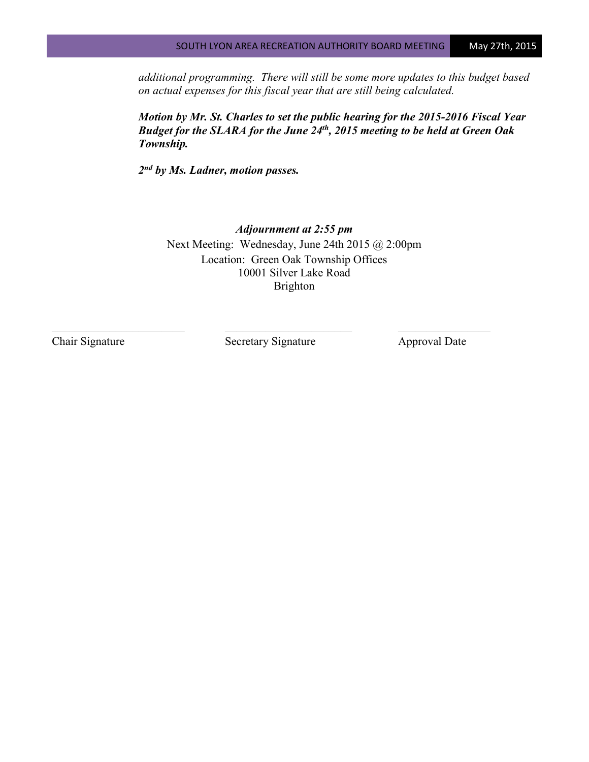*additional programming. There will still be some more updates to this budget based on actual expenses for this fiscal year that are still being calculated.*

***Motion by Mr. St. Charles to set the public hearing for the 2015-2016 Fiscal Year Budget for the SLARA for the June 24th, 2015 meeting to be held at Green Oak Township.***

***2nd by Ms. Ladner, motion passes.***

***Adjournment at 2:55 pm***

Next Meeting: Wednesday, June 24th 2015 @ 2:00pm

Location: Green Oak Township Offices

10001 Silver Lake Road

Brighton

\_\_\_\_\_\_\_\_\_\_\_\_\_\_\_\_\_\_\_\_\_\_\_\_ \_\_\_\_\_\_\_\_\_\_\_\_\_\_\_\_\_\_\_\_\_\_\_\_ \_\_\_\_\_\_\_\_\_\_\_\_\_\_\_\_\_\_

Chair Signature Secretary Signature Approval Date